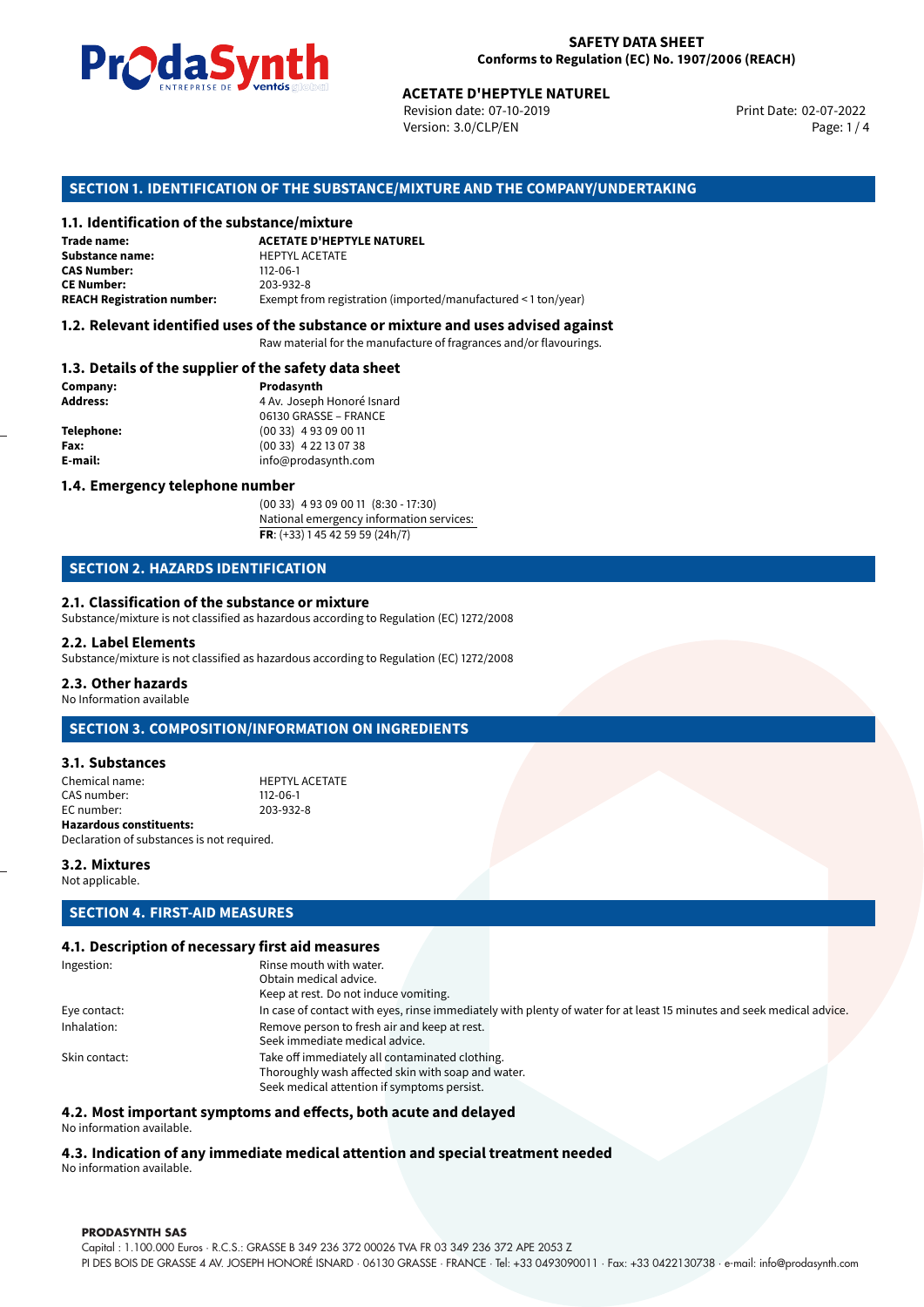SAFETY DATA SHEET
Conforms to Regulation (EC) No. 1907/2006 (REACH)

**ACETATE D'HEPTYLE NATUREL**
Revision date: 07-10-2019
Version: 3.0/CLP/EN
Print Date: 02-07-2022

## SECTION 1. IDENTIFICATION OF THE SUBSTANCE/MIXTURE AND THE COMPANY/UNDERTAKING

### 1.1. Identification of the substance/mixture

| | |
|---|---|
| **Trade name:** | **ACETATE D'HEPTYLE NATUREL** |
| **Substance name:** | HEPTYL ACETATE |
| **CAS Number:** | 112-06-1 |
| **CE Number:** | 203-932-8 |
| **REACH Registration number:** | Exempt from registration (imported/manufactured < 1 ton/year) |

### 1.2. Relevant identified uses of the substance or mixture and uses advised against

Raw material for the manufacture of fragrances and/or flavourings.

### 1.3. Details of the supplier of the safety data sheet

| | |
|---|---|
| **Company:** | **Prodasynth** |
| **Address:** | 4 Av. Joseph Honoré Isnard<br>06130 GRASSE – FRANCE |
| **Telephone:** | (00 33) 4 93 09 00 11 |
| **Fax:** | (00 33) 4 22 13 07 38 |
| **E-mail:** | info@prodasynth.com |

### 1.4. Emergency telephone number

(00 33) 4 93 09 00 11 (8:30 - 17:30)
National emergency information services:
**FR**: (+33) 1 45 42 59 59 (24h/7)

## SECTION 2. HAZARDS IDENTIFICATION

### 2.1. Classification of the substance or mixture

Substance/mixture is not classified as hazardous according to Regulation (EC) 1272/2008

### 2.2. Label Elements

Substance/mixture is not classified as hazardous according to Regulation (EC) 1272/2008

### 2.3. Other hazards

No Information available

## SECTION 3. COMPOSITION/INFORMATION ON INGREDIENTS

### 3.1. Substances

| | |
|---|---|
| Chemical name: | HEPTYL ACETATE |
| CAS number: | 112-06-1 |
| EC number: | 203-932-8 |

**Hazardous constituents:**
Declaration of substances is not required.

### 3.2. Mixtures

Not applicable.

## SECTION 4. FIRST-AID MEASURES

### 4.1. Description of necessary first aid measures

| | |
|---|---|
| Ingestion: | Rinse mouth with water.<br>Obtain medical advice.<br>Keep at rest. Do not induce vomiting. |
| Eye contact: | In case of contact with eyes, rinse immediately with plenty of water for at least 15 minutes and seek medical advice. |
| Inhalation: | Remove person to fresh air and keep at rest.<br>Seek immediate medical advice. |
| Skin contact: | Take off immediately all contaminated clothing.<br>Thoroughly wash affected skin with soap and water.<br>Seek medical attention if symptoms persist. |

### 4.2. Most important symptoms and effects, both acute and delayed

No information available.

### 4.3. Indication of any immediate medical attention and special treatment needed

No information available.

**PRODASYNTH SAS**
Capital : 1.100.000 Euros · R.C.S.: GRASSE B 349 236 372 00026 TVA FR 03 349 236 372 APE 2053 Z
PI DES BOIS DE GRASSE 4 AV. JOSEPH HONORÉ ISNARD · 06130 GRASSE · FRANCE · Tel: +33 0493090011 · Fax: +33 0422130738 · e-mail: info@prodasynth.com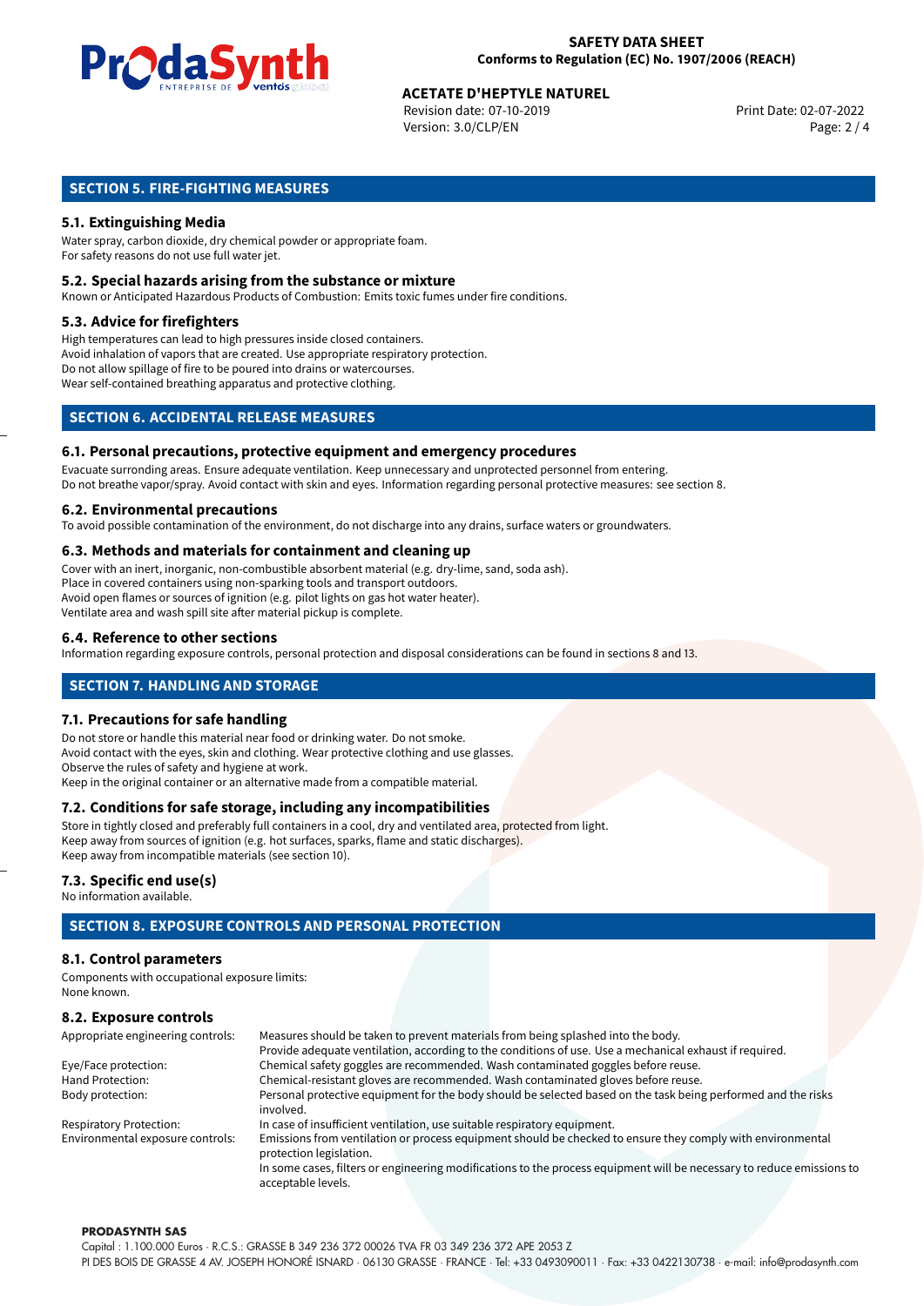## SECTION 5. FIRE-FIGHTING MEASURES

### 5.1. Extinguishing Media

Water spray, carbon dioxide, dry chemical powder or appropriate foam.
For safety reasons do not use full water jet.

### 5.2. Special hazards arising from the substance or mixture

Known or Anticipated Hazardous Products of Combustion: Emits toxic fumes under fire conditions.

### 5.3. Advice for firefighters

High temperatures can lead to high pressures inside closed containers.
Avoid inhalation of vapors that are created. Use appropriate respiratory protection.
Do not allow spillage of fire to be poured into drains or watercourses.
Wear self-contained breathing apparatus and protective clothing.

## SECTION 6. ACCIDENTAL RELEASE MEASURES

### 6.1. Personal precautions, protective equipment and emergency procedures

Evacuate surronding areas. Ensure adequate ventilation. Keep unnecessary and unprotected personnel from entering.
Do not breathe vapor/spray. Avoid contact with skin and eyes. Information regarding personal protective measures: see section 8.

### 6.2. Environmental precautions

To avoid possible contamination of the environment, do not discharge into any drains, surface waters or groundwaters.

### 6.3. Methods and materials for containment and cleaning up

Cover with an inert, inorganic, non-combustible absorbent material (e.g. dry-lime, sand, soda ash).
Place in covered containers using non-sparking tools and transport outdoors.
Avoid open flames or sources of ignition (e.g. pilot lights on gas hot water heater).
Ventilate area and wash spill site after material pickup is complete.

### 6.4. Reference to other sections

Information regarding exposure controls, personal protection and disposal considerations can be found in sections 8 and 13.

## SECTION 7. HANDLING AND STORAGE

### 7.1. Precautions for safe handling

Do not store or handle this material near food or drinking water. Do not smoke.
Avoid contact with the eyes, skin and clothing. Wear protective clothing and use glasses.
Observe the rules of safety and hygiene at work.
Keep in the original container or an alternative made from a compatible material.

### 7.2. Conditions for safe storage, including any incompatibilities

Store in tightly closed and preferably full containers in a cool, dry and ventilated area, protected from light.
Keep away from sources of ignition (e.g. hot surfaces, sparks, flame and static discharges).
Keep away from incompatible materials (see section 10).

### 7.3. Specific end use(s)

No information available.

## SECTION 8. EXPOSURE CONTROLS AND PERSONAL PROTECTION

### 8.1. Control parameters

Components with occupational exposure limits:
None known.

### 8.2. Exposure controls

| | |
|---|---|
| Appropriate engineering controls: | Measures should be taken to prevent materials from being splashed into the body. Provide adequate ventilation, according to the conditions of use. Use a mechanical exhaust if required. |
| Eye/Face protection: | Chemical safety goggles are recommended. Wash contaminated goggles before reuse. |
| Hand Protection: | Chemical-resistant gloves are recommended. Wash contaminated gloves before reuse. |
| Body protection: | Personal protective equipment for the body should be selected based on the task being performed and the risks involved. |
| Respiratory Protection: | In case of insufficient ventilation, use suitable respiratory equipment. |
| Environmental exposure controls: | Emissions from ventilation or process equipment should be checked to ensure they comply with environmental protection legislation. In some cases, filters or engineering modifications to the process equipment will be necessary to reduce emissions to acceptable levels. |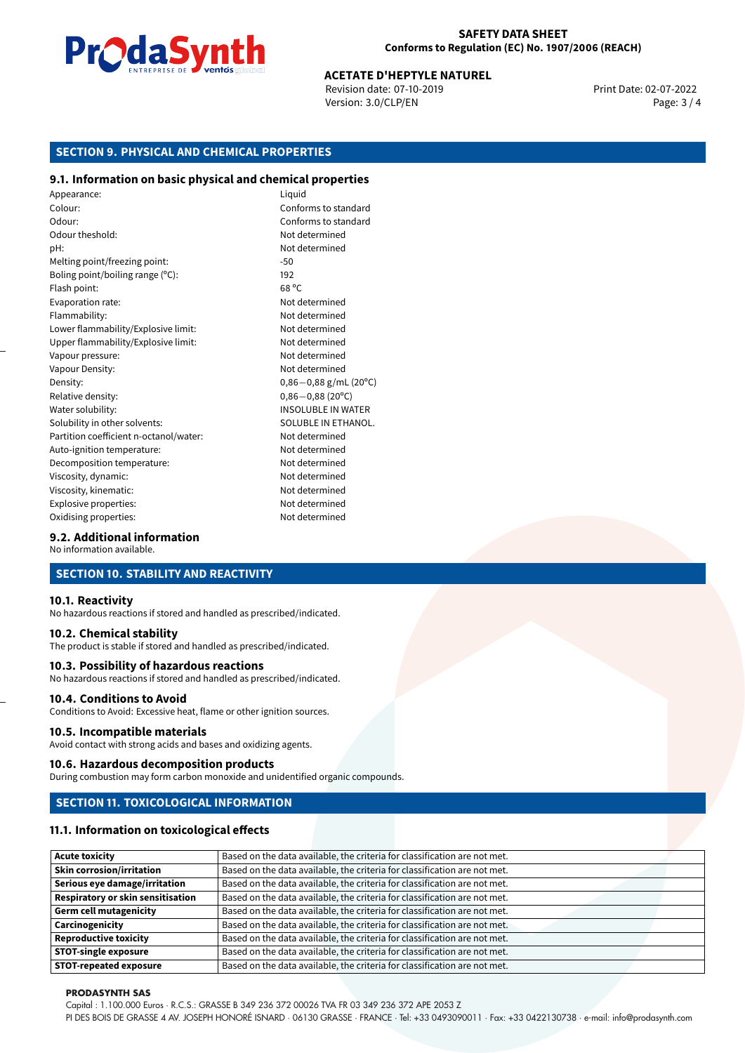## SECTION 9. PHYSICAL AND CHEMICAL PROPERTIES

### 9.1. Information on basic physical and chemical properties

| | |
|---|---|
| Appearance: | Liquid |
| Colour: | Conforms to standard |
| Odour: | Conforms to standard |
| Odour theshold: | Not determined |
| pH: | Not determined |
| Melting point/freezing point: | -50 |
| Boling point/boiling range (°C): | 192 |
| Flash point: | 68 °C |
| Evaporation rate: | Not determined |
| Flammability: | Not determined |
| Lower flammability/Explosive limit: | Not determined |
| Upper flammability/Explosive limit: | Not determined |
| Vapour pressure: | Not determined |
| Vapour Density: | Not determined |
| Density: | 0,86−0,88 g/mL (20°C) |
| Relative density: | 0,86−0,88 (20°C) |
| Water solubility: | INSOLUBLE IN WATER |
| Solubility in other solvents: | SOLUBLE IN ETHANOL. |
| Partition coefficient n-octanol/water: | Not determined |
| Auto-ignition temperature: | Not determined |
| Decomposition temperature: | Not determined |
| Viscosity, dynamic: | Not determined |
| Viscosity, kinematic: | Not determined |
| Explosive properties: | Not determined |
| Oxidising properties: | Not determined |

### 9.2. Additional information

No information available.

## SECTION 10. STABILITY AND REACTIVITY

### 10.1. Reactivity

No hazardous reactions if stored and handled as prescribed/indicated.

### 10.2. Chemical stability

The product is stable if stored and handled as prescribed/indicated.

### 10.3. Possibility of hazardous reactions

No hazardous reactions if stored and handled as prescribed/indicated.

### 10.4. Conditions to Avoid

Conditions to Avoid: Excessive heat, flame or other ignition sources.

### 10.5. Incompatible materials

Avoid contact with strong acids and bases and oxidizing agents.

### 10.6. Hazardous decomposition products

During combustion may form carbon monoxide and unidentified organic compounds.

## SECTION 11. TOXICOLOGICAL INFORMATION

### 11.1. Information on toxicological effects

| | |
|---|---|
| **Acute toxicity** | Based on the data available, the criteria for classification are not met. |
| **Skin corrosion/irritation** | Based on the data available, the criteria for classification are not met. |
| **Serious eye damage/irritation** | Based on the data available, the criteria for classification are not met. |
| **Respiratory or skin sensitisation** | Based on the data available, the criteria for classification are not met. |
| **Germ cell mutagenicity** | Based on the data available, the criteria for classification are not met. |
| **Carcinogenicity** | Based on the data available, the criteria for classification are not met. |
| **Reproductive toxicity** | Based on the data available, the criteria for classification are not met. |
| **STOT-single exposure** | Based on the data available, the criteria for classification are not met. |
| **STOT-repeated exposure** | Based on the data available, the criteria for classification are not met. |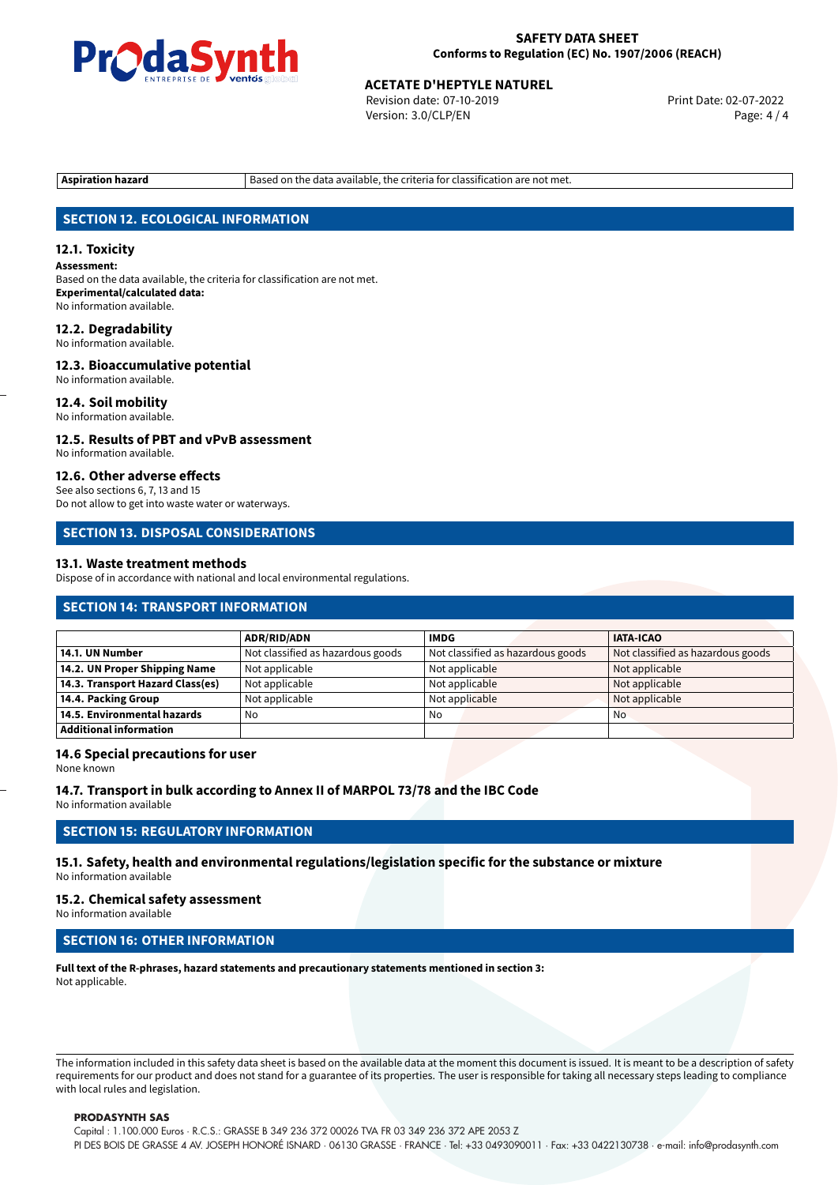| Aspiration hazard | Based on the data available, the criteria for classification are not met. |
|---|---|

## SECTION 12. ECOLOGICAL INFORMATION

### 12.1. Toxicity

**Assessment:**
Based on the data available, the criteria for classification are not met.
**Experimental/calculated data:**
No information available.

### 12.2. Degradability

No information available.

### 12.3. Bioaccumulative potential

No information available.

### 12.4. Soil mobility

No information available.

### 12.5. Results of PBT and vPvB assessment

No information available.

### 12.6. Other adverse effects

See also sections 6, 7, 13 and 15
Do not allow to get into waste water or waterways.

## SECTION 13. DISPOSAL CONSIDERATIONS

### 13.1. Waste treatment methods

Dispose of in accordance with national and local environmental regulations.

## SECTION 14: TRANSPORT INFORMATION

| | ADR/RID/ADN | IMDG | IATA-ICAO |
|---|---|---|---|
| 14.1. UN Number | Not classified as hazardous goods | Not classified as hazardous goods | Not classified as hazardous goods |
| 14.2. UN Proper Shipping Name | Not applicable | Not applicable | Not applicable |
| 14.3. Transport Hazard Class(es) | Not applicable | Not applicable | Not applicable |
| 14.4. Packing Group | Not applicable | Not applicable | Not applicable |
| 14.5. Environmental hazards | No | No | No |
| Additional information | | | |

### 14.6 Special precautions for user

None known

### 14.7. Transport in bulk according to Annex II of MARPOL 73/78 and the IBC Code

No information available

## SECTION 15: REGULATORY INFORMATION

### 15.1. Safety, health and environmental regulations/legislation specific for the substance or mixture

No information available

### 15.2. Chemical safety assessment

No information available

## SECTION 16: OTHER INFORMATION

**Full text of the R-phrases, hazard statements and precautionary statements mentioned in section 3:**
Not applicable.

The information included in this safety data sheet is based on the available data at the moment this document is issued. It is meant to be a description of safety requirements for our product and does not stand for a guarantee of its properties. The user is responsible for taking all necessary steps leading to compliance with local rules and legislation.